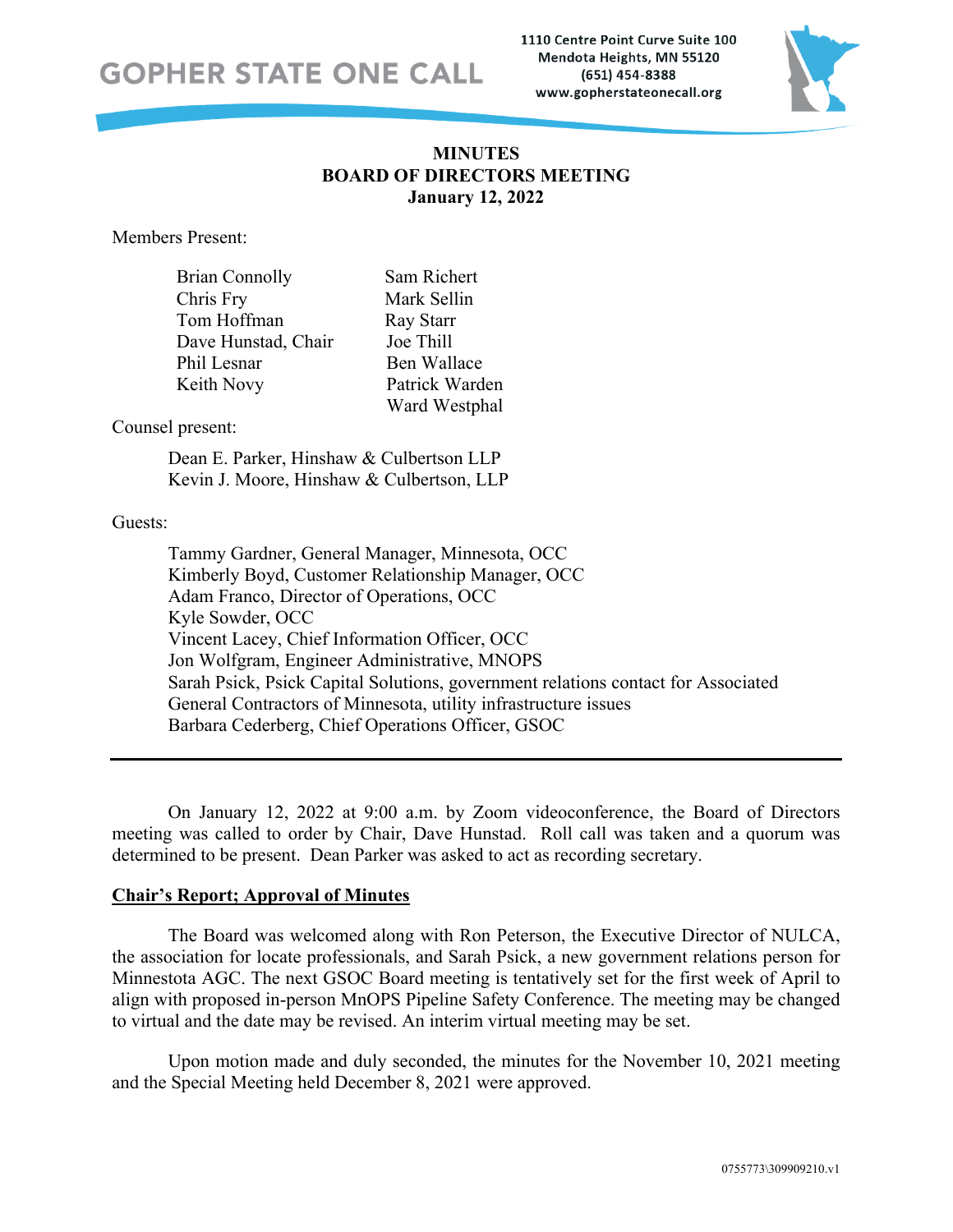GOPHER STATE ONE CALL

1110 Centre Point Curve Suite 100
Mendota Heights, MN 55120
(651) 454-8388
www.gopherstateonecall.org

# MINUTES
# BOARD OF DIRECTORS MEETING
# January 12, 2022

Members Present:

| | |
|---|---|
| Brian Connolly | Sam Richert |
| Chris Fry | Mark Sellin |
| Tom Hoffman | Ray Starr |
| Dave Hunstad, Chair | Joe Thill |
| Phil Lesnar | Ben Wallace |
| Keith Novy | Patrick Warden |
| | Ward Westphal |

Counsel present:

Dean E. Parker, Hinshaw & Culbertson LLP
Kevin J. Moore, Hinshaw & Culbertson, LLP

Guests:

Tammy Gardner, General Manager, Minnesota, OCC
Kimberly Boyd, Customer Relationship Manager, OCC
Adam Franco, Director of Operations, OCC
Kyle Sowder, OCC
Vincent Lacey, Chief Information Officer, OCC
Jon Wolfgram, Engineer Administrative, MNOPS
Sarah Psick, Psick Capital Solutions, government relations contact for Associated General Contractors of Minnesota, utility infrastructure issues
Barbara Cederberg, Chief Operations Officer, GSOC

---

On January 12, 2022 at 9:00 a.m. by Zoom videoconference, the Board of Directors meeting was called to order by Chair, Dave Hunstad. Roll call was taken and a quorum was determined to be present. Dean Parker was asked to act as recording secretary.

## Chair's Report; Approval of Minutes

The Board was welcomed along with Ron Peterson, the Executive Director of NULCA, the association for locate professionals, and Sarah Psick, a new government relations person for Minnesota AGC. The next GSOC Board meeting is tentatively set for the first week of April to align with proposed in-person MnOPS Pipeline Safety Conference. The meeting may be changed to virtual and the date may be revised. An interim virtual meeting may be set.

Upon motion made and duly seconded, the minutes for the November 10, 2021 meeting and the Special Meeting held December 8, 2021 were approved.

0755773\309909210.v1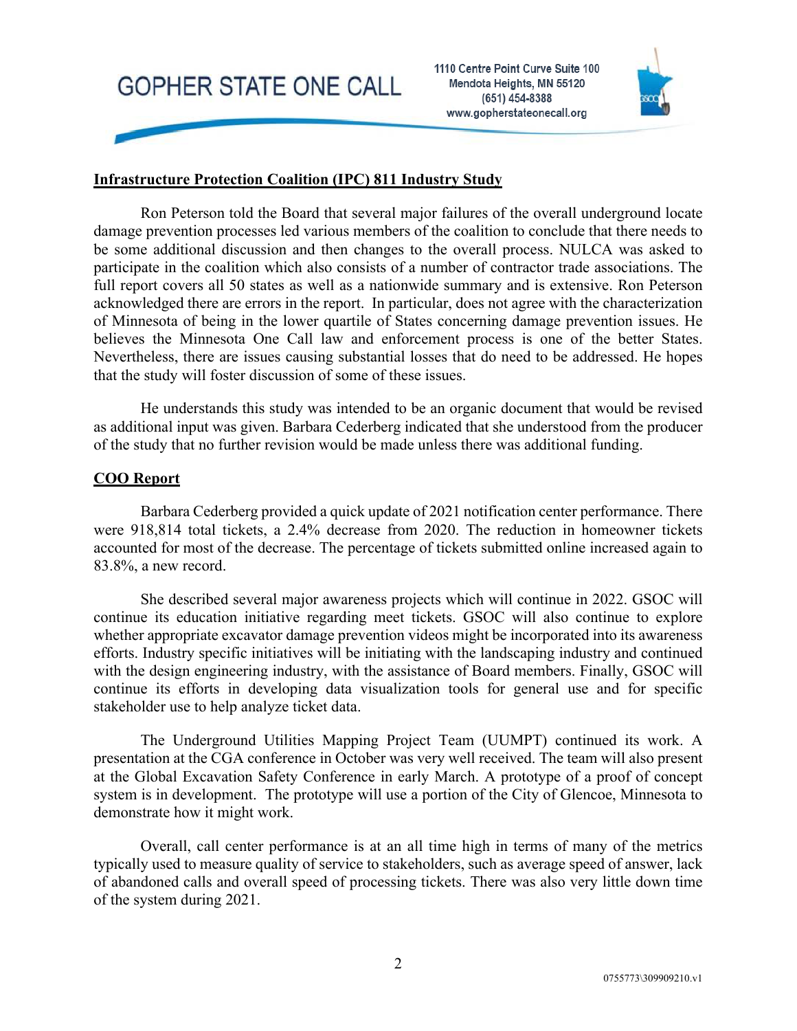## Infrastructure Protection Coalition (IPC) 811 Industry Study

Ron Peterson told the Board that several major failures of the overall underground locate damage prevention processes led various members of the coalition to conclude that there needs to be some additional discussion and then changes to the overall process. NULCA was asked to participate in the coalition which also consists of a number of contractor trade associations. The full report covers all 50 states as well as a nationwide summary and is extensive. Ron Peterson acknowledged there are errors in the report. In particular, does not agree with the characterization of Minnesota of being in the lower quartile of States concerning damage prevention issues. He believes the Minnesota One Call law and enforcement process is one of the better States. Nevertheless, there are issues causing substantial losses that do need to be addressed. He hopes that the study will foster discussion of some of these issues.

He understands this study was intended to be an organic document that would be revised as additional input was given. Barbara Cederberg indicated that she understood from the producer of the study that no further revision would be made unless there was additional funding.

## COO Report

Barbara Cederberg provided a quick update of 2021 notification center performance. There were 918,814 total tickets, a 2.4% decrease from 2020. The reduction in homeowner tickets accounted for most of the decrease. The percentage of tickets submitted online increased again to 83.8%, a new record.

She described several major awareness projects which will continue in 2022. GSOC will continue its education initiative regarding meet tickets. GSOC will also continue to explore whether appropriate excavator damage prevention videos might be incorporated into its awareness efforts. Industry specific initiatives will be initiating with the landscaping industry and continued with the design engineering industry, with the assistance of Board members. Finally, GSOC will continue its efforts in developing data visualization tools for general use and for specific stakeholder use to help analyze ticket data.

The Underground Utilities Mapping Project Team (UUMPT) continued its work. A presentation at the CGA conference in October was very well received. The team will also present at the Global Excavation Safety Conference in early March. A prototype of a proof of concept system is in development. The prototype will use a portion of the City of Glencoe, Minnesota to demonstrate how it might work.

Overall, call center performance is at an all time high in terms of many of the metrics typically used to measure quality of service to stakeholders, such as average speed of answer, lack of abandoned calls and overall speed of processing tickets. There was also very little down time of the system during 2021.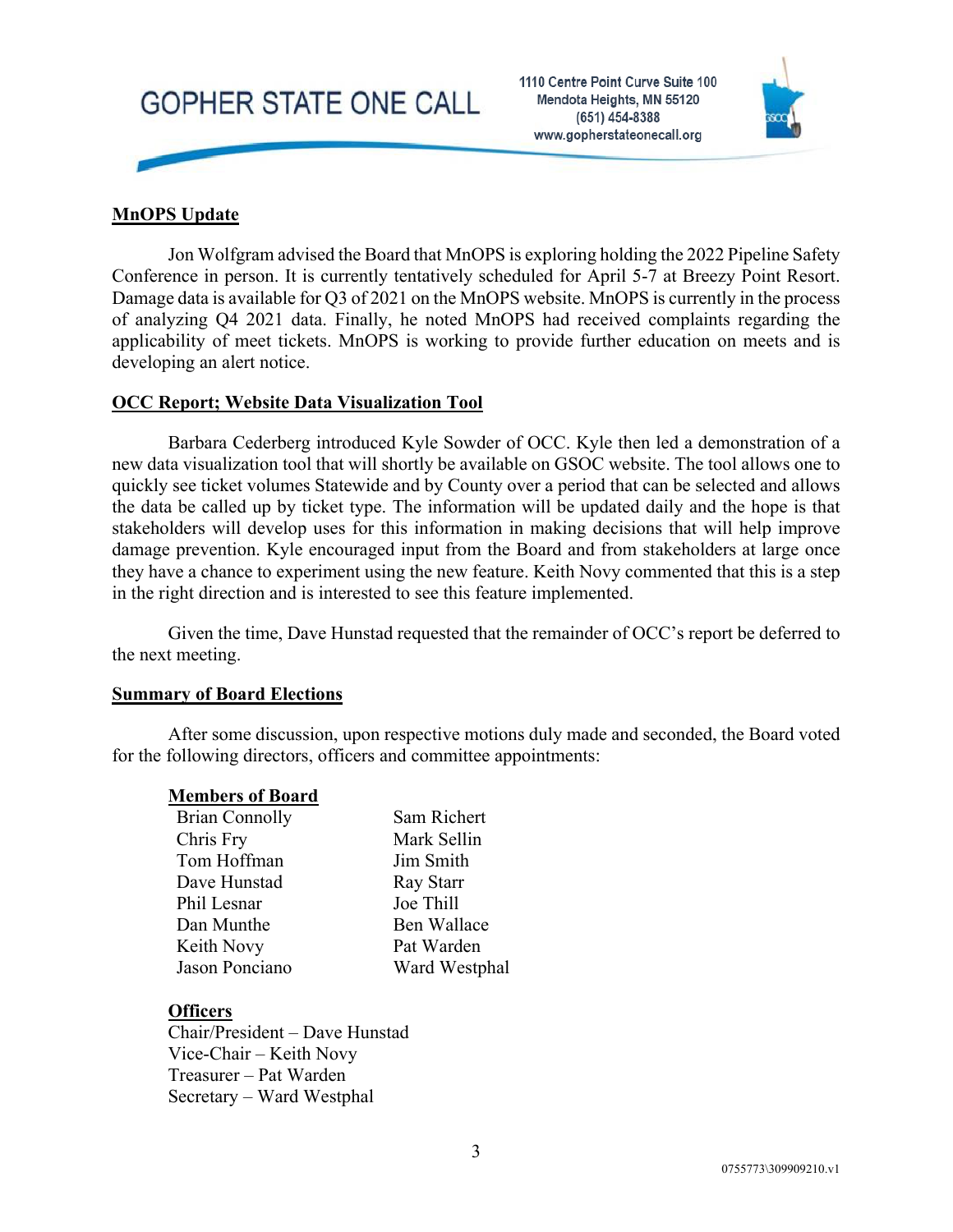**MnOPS Update**

Jon Wolfgram advised the Board that MnOPS is exploring holding the 2022 Pipeline Safety Conference in person. It is currently tentatively scheduled for April 5-7 at Breezy Point Resort. Damage data is available for Q3 of 2021 on the MnOPS website. MnOPS is currently in the process of analyzing Q4 2021 data. Finally, he noted MnOPS had received complaints regarding the applicability of meet tickets. MnOPS is working to provide further education on meets and is developing an alert notice.

**OCC Report; Website Data Visualization Tool**

Barbara Cederberg introduced Kyle Sowder of OCC. Kyle then led a demonstration of a new data visualization tool that will shortly be available on GSOC website. The tool allows one to quickly see ticket volumes Statewide and by County over a period that can be selected and allows the data be called up by ticket type. The information will be updated daily and the hope is that stakeholders will develop uses for this information in making decisions that will help improve damage prevention. Kyle encouraged input from the Board and from stakeholders at large once they have a chance to experiment using the new feature. Keith Novy commented that this is a step in the right direction and is interested to see this feature implemented.

Given the time, Dave Hunstad requested that the remainder of OCC's report be deferred to the next meeting.

**Summary of Board Elections**

After some discussion, upon respective motions duly made and seconded, the Board voted for the following directors, officers and committee appointments:

**Members of Board**

- Brian Connolly
- Chris Fry
- Tom Hoffman
- Dave Hunstad
- Phil Lesnar
- Dan Munthe
- Keith Novy
- Jason Ponciano
- Sam Richert
- Mark Sellin
- Jim Smith
- Ray Starr
- Joe Thill
- Ben Wallace
- Pat Warden
- Ward Westphal

**Officers**

Chair/President – Dave Hunstad
Vice-Chair – Keith Novy
Treasurer – Pat Warden
Secretary – Ward Westphal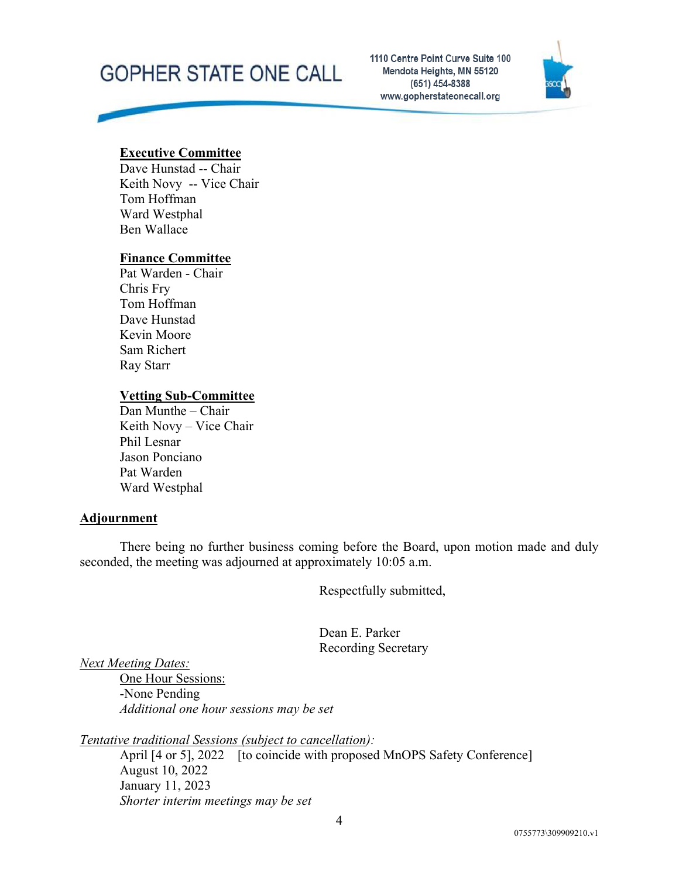**Executive Committee**
Dave Hunstad -- Chair
Keith Novy -- Vice Chair
Tom Hoffman
Ward Westphal
Ben Wallace

**Finance Committee**
Pat Warden - Chair
Chris Fry
Tom Hoffman
Dave Hunstad
Kevin Moore
Sam Richert
Ray Starr

**Vetting Sub-Committee**
Dan Munthe – Chair
Keith Novy – Vice Chair
Phil Lesnar
Jason Ponciano
Pat Warden
Ward Westphal

## Adjournment

There being no further business coming before the Board, upon motion made and duly seconded, the meeting was adjourned at approximately 10:05 a.m.

Respectfully submitted,

Dean E. Parker
Recording Secretary

*Next Meeting Dates:*

One Hour Sessions:
-None Pending
*Additional one hour sessions may be set*

*Tentative traditional Sessions (subject to cancellation):*

April [4 or 5], 2022 [to coincide with proposed MnOPS Safety Conference]
August 10, 2022
January 11, 2023
*Shorter interim meetings may be set*

0755773\309909210.v1